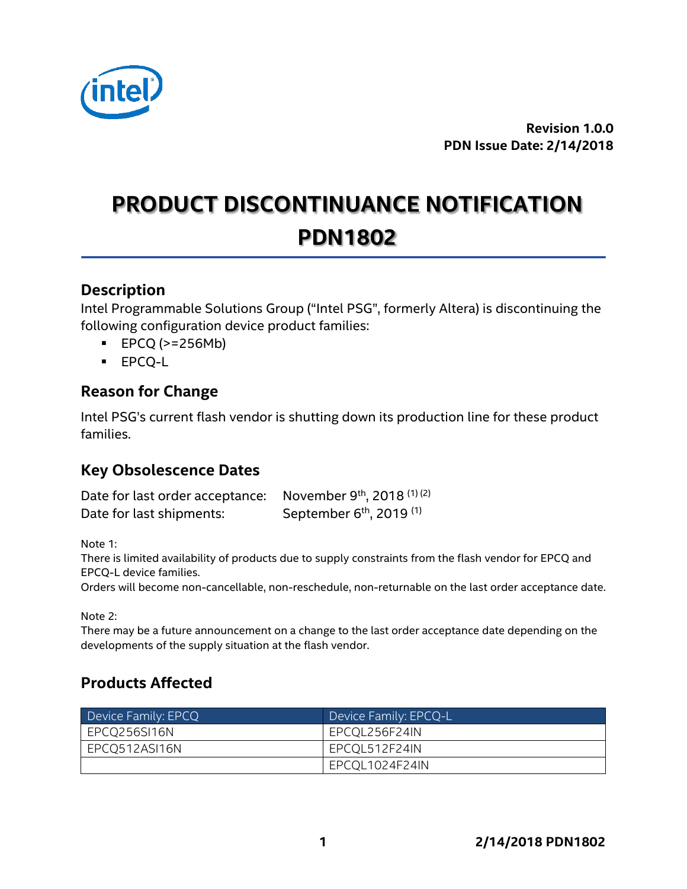**Revision 1.0.0**
**PDN Issue Date: 2/14/2018**

# PRODUCT DISCONTINUANCE NOTIFICATION PDN1802

## Description

Intel Programmable Solutions Group ("Intel PSG", formerly Altera) is discontinuing the following configuration device product families:

- EPCQ (>=256Mb)
- EPCQ-L

## Reason for Change

Intel PSG's current flash vendor is shutting down its production line for these product families.

## Key Obsolescence Dates

Date for last order acceptance: November 9th, 2018 (1) (2)
Date for last shipments: September 6th, 2019 (1)

Note 1:
There is limited availability of products due to supply constraints from the flash vendor for EPCQ and EPCQ-L device families.
Orders will become non-cancellable, non-reschedule, non-returnable on the last order acceptance date.

Note 2:
There may be a future announcement on a change to the last order acceptance date depending on the developments of the supply situation at the flash vendor.

## Products Affected

| Device Family: EPCQ | Device Family: EPCQ-L |
|---|---|
| EPCQ256SI16N | EPCQL256F24IN |
| EPCQ512ASI16N | EPCQL512F24IN |
| | EPCQL1024F24IN |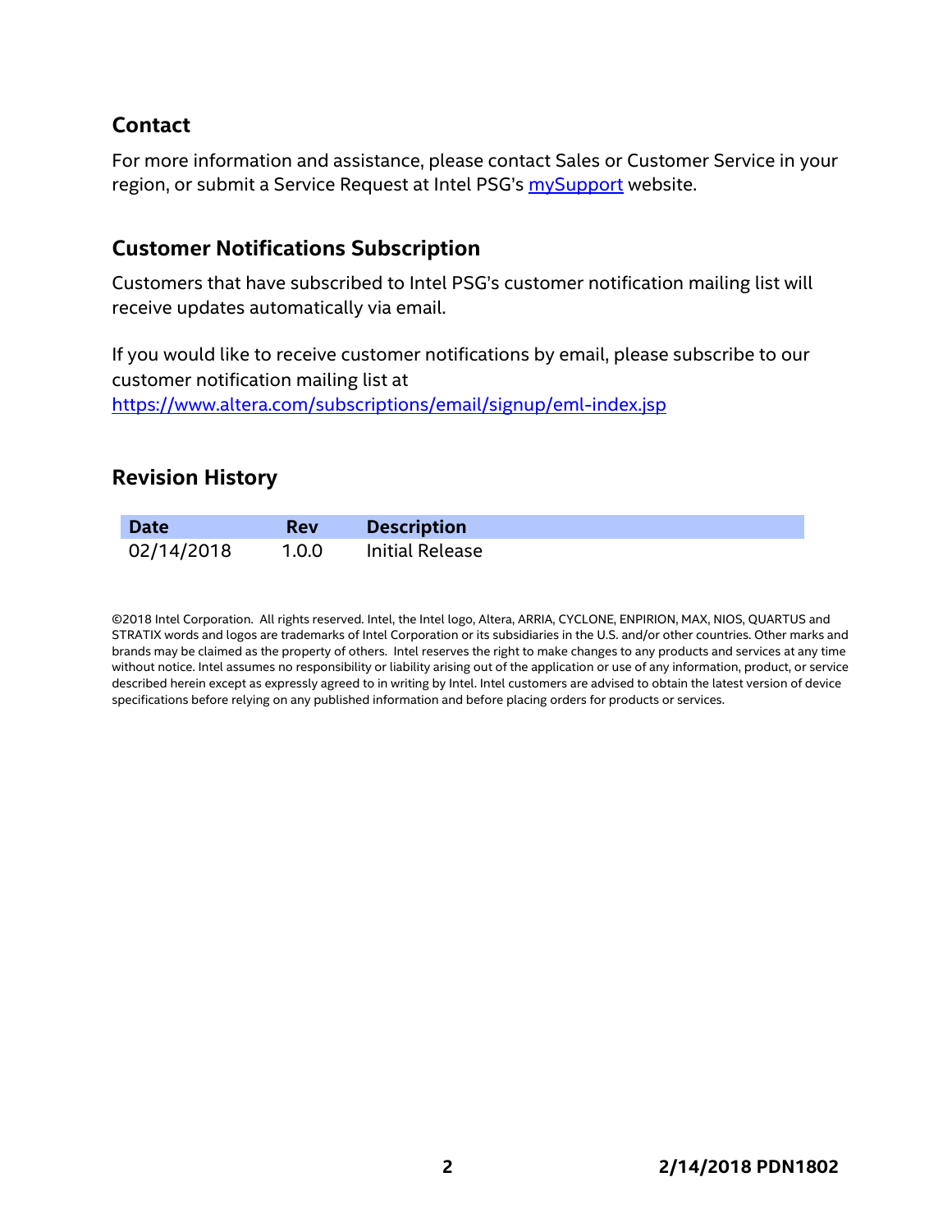## Contact

For more information and assistance, please contact Sales or Customer Service in your region, or submit a Service Request at Intel PSG's mySupport website.

## Customer Notifications Subscription

Customers that have subscribed to Intel PSG's customer notification mailing list will receive updates automatically via email.

If you would like to receive customer notifications by email, please subscribe to our customer notification mailing list at https://www.altera.com/subscriptions/email/signup/eml-index.jsp

## Revision History

| Date | Rev | Description |
| --- | --- | --- |
| 02/14/2018 | 1.0.0 | Initial Release |

©2018 Intel Corporation. All rights reserved. Intel, the Intel logo, Altera, ARRIA, CYCLONE, ENPIRION, MAX, NIOS, QUARTUS and STRATIX words and logos are trademarks of Intel Corporation or its subsidiaries in the U.S. and/or other countries. Other marks and brands may be claimed as the property of others. Intel reserves the right to make changes to any products and services at any time without notice. Intel assumes no responsibility or liability arising out of the application or use of any information, product, or service described herein except as expressly agreed to in writing by Intel. Intel customers are advised to obtain the latest version of device specifications before relying on any published information and before placing orders for products or services.